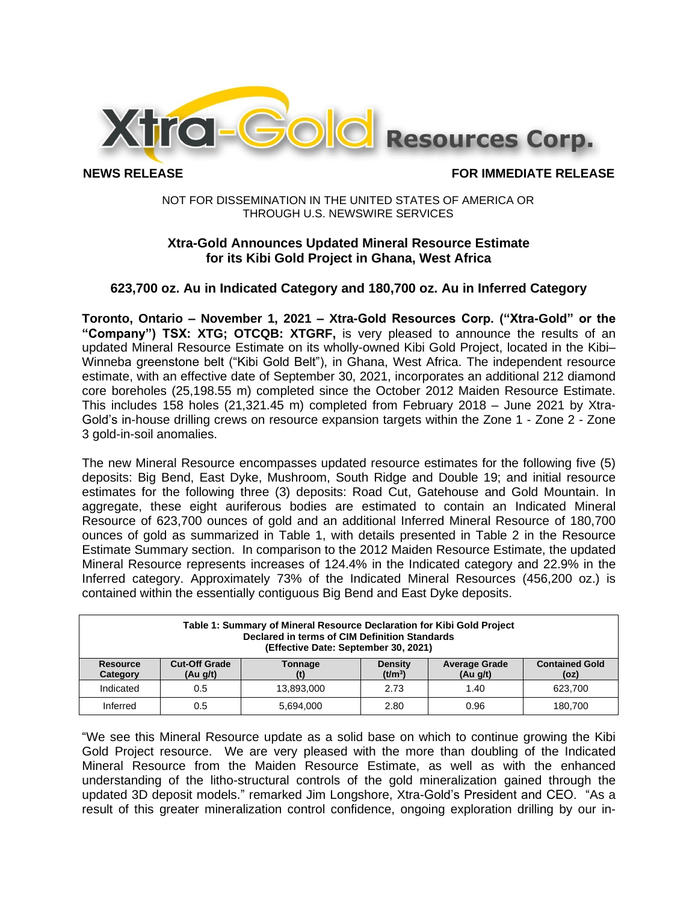Xtra-Gold Resources Corp.

**NEWS RELEASE** **FOR IMMEDIATE RELEASE**

NOT FOR DISSEMINATION IN THE UNITED STATES OF AMERICA OR THROUGH U.S. NEWSWIRE SERVICES

## Xtra-Gold Announces Updated Mineral Resource Estimate for its Kibi Gold Project in Ghana, West Africa

### 623,700 oz. Au in Indicated Category and 180,700 oz. Au in Inferred Category

**Toronto, Ontario – November 1, 2021 – Xtra-Gold Resources Corp. ("Xtra-Gold" or the "Company") TSX: XTG; OTCQB: XTGRF,** is very pleased to announce the results of an updated Mineral Resource Estimate on its wholly-owned Kibi Gold Project, located in the Kibi–Winneba greenstone belt ("Kibi Gold Belt"), in Ghana, West Africa. The independent resource estimate, with an effective date of September 30, 2021, incorporates an additional 212 diamond core boreholes (25,198.55 m) completed since the October 2012 Maiden Resource Estimate. This includes 158 holes (21,321.45 m) completed from February 2018 – June 2021 by Xtra-Gold's in-house drilling crews on resource expansion targets within the Zone 1 - Zone 2 - Zone 3 gold-in-soil anomalies.

The new Mineral Resource encompasses updated resource estimates for the following five (5) deposits: Big Bend, East Dyke, Mushroom, South Ridge and Double 19; and initial resource estimates for the following three (3) deposits: Road Cut, Gatehouse and Gold Mountain. In aggregate, these eight auriferous bodies are estimated to contain an Indicated Mineral Resource of 623,700 ounces of gold and an additional Inferred Mineral Resource of 180,700 ounces of gold as summarized in Table 1, with details presented in Table 2 in the Resource Estimate Summary section. In comparison to the 2012 Maiden Resource Estimate, the updated Mineral Resource represents increases of 124.4% in the Indicated category and 22.9% in the Inferred category. Approximately 73% of the Indicated Mineral Resources (456,200 oz.) is contained within the essentially contiguous Big Bend and East Dyke deposits.

**Table 1: Summary of Mineral Resource Declaration for Kibi Gold Project Declared in terms of CIM Definition Standards (Effective Date: September 30, 2021)**

| Resource Category | Cut-Off Grade (Au g/t) | Tonnage (t) | Density (t/m$^3$) | Average Grade (Au g/t) | Contained Gold (oz) |
|---|---|---|---|---|---|
| Indicated | 0.5 | 13,893,000 | 2.73 | 1.40 | 623,700 |
| Inferred | 0.5 | 5,694,000 | 2.80 | 0.96 | 180,700 |

"We see this Mineral Resource update as a solid base on which to continue growing the Kibi Gold Project resource. We are very pleased with the more than doubling of the Indicated Mineral Resource from the Maiden Resource Estimate, as well as with the enhanced understanding of the litho-structural controls of the gold mineralization gained through the updated 3D deposit models." remarked Jim Longshore, Xtra-Gold's President and CEO. "As a result of this greater mineralization control confidence, ongoing exploration drilling by our in-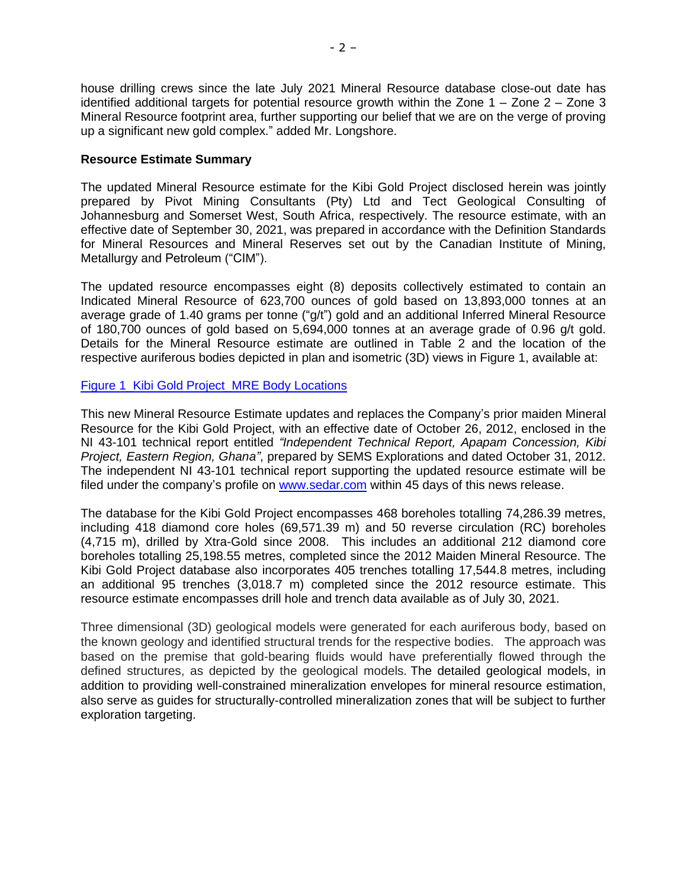house drilling crews since the late July 2021 Mineral Resource database close-out date has identified additional targets for potential resource growth within the Zone 1 – Zone 2 – Zone 3 Mineral Resource footprint area, further supporting our belief that we are on the verge of proving up a significant new gold complex." added Mr. Longshore.

**Resource Estimate Summary**

The updated Mineral Resource estimate for the Kibi Gold Project disclosed herein was jointly prepared by Pivot Mining Consultants (Pty) Ltd and Tect Geological Consulting of Johannesburg and Somerset West, South Africa, respectively. The resource estimate, with an effective date of September 30, 2021, was prepared in accordance with the Definition Standards for Mineral Resources and Mineral Reserves set out by the Canadian Institute of Mining, Metallurgy and Petroleum ("CIM").

The updated resource encompasses eight (8) deposits collectively estimated to contain an Indicated Mineral Resource of 623,700 ounces of gold based on 13,893,000 tonnes at an average grade of 1.40 grams per tonne ("g/t") gold and an additional Inferred Mineral Resource of 180,700 ounces of gold based on 5,694,000 tonnes at an average grade of 0.96 g/t gold. Details for the Mineral Resource estimate are outlined in Table 2 and the location of the respective auriferous bodies depicted in plan and isometric (3D) views in Figure 1, available at:

Figure 1_Kibi Gold Project_MRE Body Locations

This new Mineral Resource Estimate updates and replaces the Company's prior maiden Mineral Resource for the Kibi Gold Project, with an effective date of October 26, 2012, enclosed in the NI 43-101 technical report entitled *"Independent Technical Report, Apapam Concession, Kibi Project, Eastern Region, Ghana"*, prepared by SEMS Explorations and dated October 31, 2012. The independent NI 43-101 technical report supporting the updated resource estimate will be filed under the company's profile on www.sedar.com within 45 days of this news release.

The database for the Kibi Gold Project encompasses 468 boreholes totalling 74,286.39 metres, including 418 diamond core holes (69,571.39 m) and 50 reverse circulation (RC) boreholes (4,715 m), drilled by Xtra-Gold since 2008. This includes an additional 212 diamond core boreholes totalling 25,198.55 metres, completed since the 2012 Maiden Mineral Resource. The Kibi Gold Project database also incorporates 405 trenches totalling 17,544.8 metres, including an additional 95 trenches (3,018.7 m) completed since the 2012 resource estimate. This resource estimate encompasses drill hole and trench data available as of July 30, 2021.

Three dimensional (3D) geological models were generated for each auriferous body, based on the known geology and identified structural trends for the respective bodies. The approach was based on the premise that gold-bearing fluids would have preferentially flowed through the defined structures, as depicted by the geological models. The detailed geological models, in addition to providing well-constrained mineralization envelopes for mineral resource estimation, also serve as guides for structurally-controlled mineralization zones that will be subject to further exploration targeting.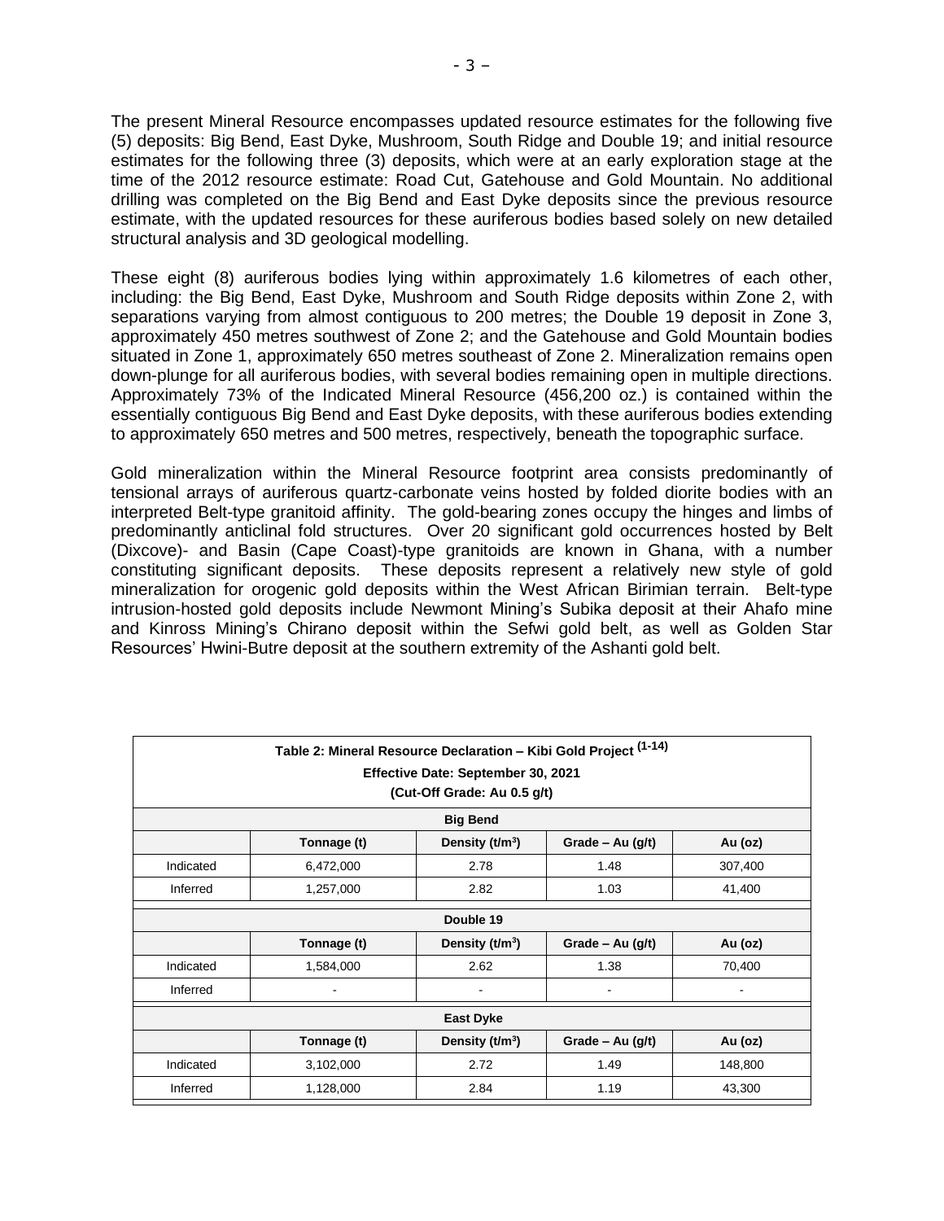The present Mineral Resource encompasses updated resource estimates for the following five (5) deposits: Big Bend, East Dyke, Mushroom, South Ridge and Double 19; and initial resource estimates for the following three (3) deposits, which were at an early exploration stage at the time of the 2012 resource estimate: Road Cut, Gatehouse and Gold Mountain. No additional drilling was completed on the Big Bend and East Dyke deposits since the previous resource estimate, with the updated resources for these auriferous bodies based solely on new detailed structural analysis and 3D geological modelling.

These eight (8) auriferous bodies lying within approximately 1.6 kilometres of each other, including: the Big Bend, East Dyke, Mushroom and South Ridge deposits within Zone 2, with separations varying from almost contiguous to 200 metres; the Double 19 deposit in Zone 3, approximately 450 metres southwest of Zone 2; and the Gatehouse and Gold Mountain bodies situated in Zone 1, approximately 650 metres southeast of Zone 2. Mineralization remains open down-plunge for all auriferous bodies, with several bodies remaining open in multiple directions. Approximately 73% of the Indicated Mineral Resource (456,200 oz.) is contained within the essentially contiguous Big Bend and East Dyke deposits, with these auriferous bodies extending to approximately 650 metres and 500 metres, respectively, beneath the topographic surface.

Gold mineralization within the Mineral Resource footprint area consists predominantly of tensional arrays of auriferous quartz-carbonate veins hosted by folded diorite bodies with an interpreted Belt-type granitoid affinity. The gold-bearing zones occupy the hinges and limbs of predominantly anticlinal fold structures. Over 20 significant gold occurrences hosted by Belt (Dixcove)- and Basin (Cape Coast)-type granitoids are known in Ghana, with a number constituting significant deposits. These deposits represent a relatively new style of gold mineralization for orogenic gold deposits within the West African Birimian terrain. Belt-type intrusion-hosted gold deposits include Newmont Mining's Subika deposit at their Ahafo mine and Kinross Mining's Chirano deposit within the Sefwi gold belt, as well as Golden Star Resources' Hwini-Butre deposit at the southern extremity of the Ashanti gold belt.

**Table 2: Mineral Resource Declaration – Kibi Gold Project (1-14)**
**Effective Date: September 30, 2021**
**(Cut-Off Grade: Au 0.5 g/t)**

| | Tonnage (t) | Density ($t/m^3$) | Grade – Au (g/t) | Au (oz) |
|---|---|---|---|---|
| **Big Bend** | | | | |
| Indicated | 6,472,000 | 2.78 | 1.48 | 307,400 |
| Inferred | 1,257,000 | 2.82 | 1.03 | 41,400 |
| **Double 19** | | | | |
| Indicated | 1,584,000 | 2.62 | 1.38 | 70,400 |
| Inferred | - | - | - | - |
| **East Dyke** | | | | |
| Indicated | 3,102,000 | 2.72 | 1.49 | 148,800 |
| Inferred | 1,128,000 | 2.84 | 1.19 | 43,300 |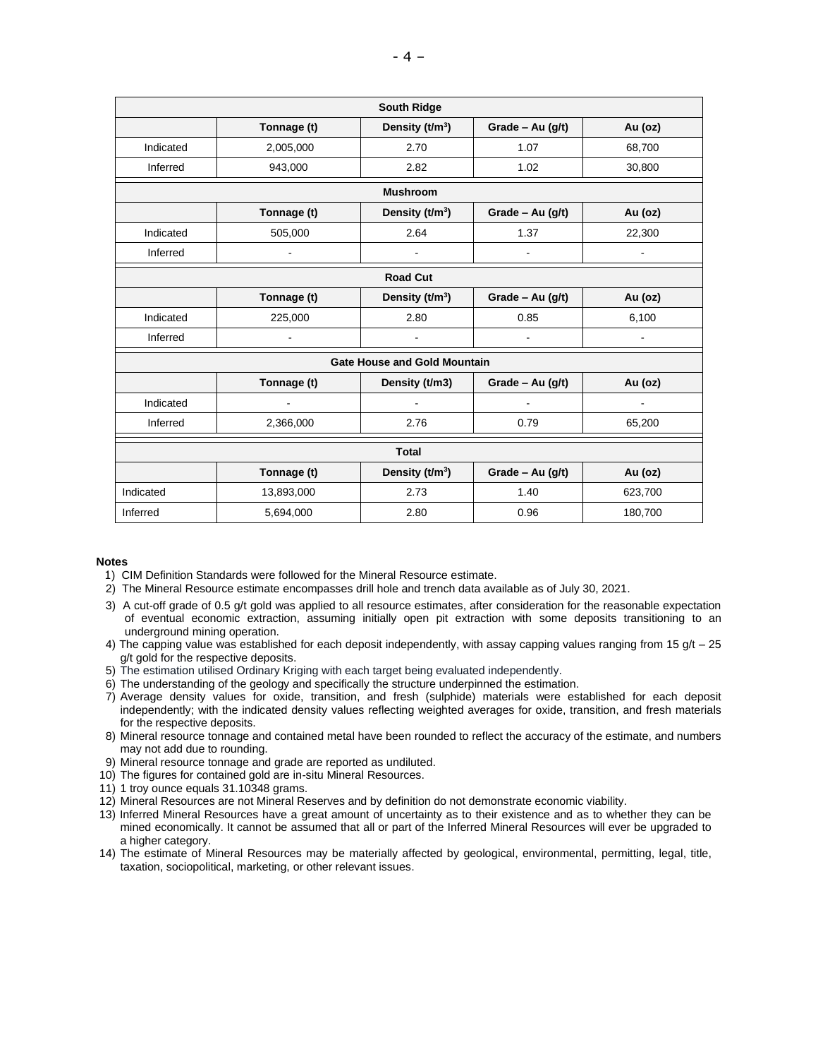| South Ridge | | | | |
|---|---|---|---|---|
| | Tonnage (t) | Density ($t/m^3$) | Grade – Au (g/t) | Au (oz) |
| Indicated | 2,005,000 | 2.70 | 1.07 | 68,700 |
| Inferred | 943,000 | 2.82 | 1.02 | 30,800 |

| Mushroom | | | | |
|---|---|---|---|---|
| | Tonnage (t) | Density ($t/m^3$) | Grade – Au (g/t) | Au (oz) |
| Indicated | 505,000 | 2.64 | 1.37 | 22,300 |
| Inferred | - | - | - | - |

| Road Cut | | | | |
|---|---|---|---|---|
| | Tonnage (t) | Density ($t/m^3$) | Grade – Au (g/t) | Au (oz) |
| Indicated | 225,000 | 2.80 | 0.85 | 6,100 |
| Inferred | - | - | - | - |

| Gate House and Gold Mountain | | | | |
|---|---|---|---|---|
| | Tonnage (t) | Density (t/m3) | Grade – Au (g/t) | Au (oz) |
| Indicated | - | - | - | - |
| Inferred | 2,366,000 | 2.76 | 0.79 | 65,200 |

| Total | | | | |
|---|---|---|---|---|
| | Tonnage (t) | Density ($t/m^3$) | Grade – Au (g/t) | Au (oz) |
| Indicated | 13,893,000 | 2.73 | 1.40 | 623,700 |
| Inferred | 5,694,000 | 2.80 | 0.96 | 180,700 |

**Notes**

1) CIM Definition Standards were followed for the Mineral Resource estimate.
2) The Mineral Resource estimate encompasses drill hole and trench data available as of July 30, 2021.
3) A cut-off grade of 0.5 g/t gold was applied to all resource estimates, after consideration for the reasonable expectation of eventual economic extraction, assuming initially open pit extraction with some deposits transitioning to an underground mining operation.
4) The capping value was established for each deposit independently, with assay capping values ranging from 15 g/t – 25 g/t gold for the respective deposits.
5) The estimation utilised Ordinary Kriging with each target being evaluated independently.
6) The understanding of the geology and specifically the structure underpinned the estimation.
7) Average density values for oxide, transition, and fresh (sulphide) materials were established for each deposit independently; with the indicated density values reflecting weighted averages for oxide, transition, and fresh materials for the respective deposits.
8) Mineral resource tonnage and contained metal have been rounded to reflect the accuracy of the estimate, and numbers may not add due to rounding.
9) Mineral resource tonnage and grade are reported as undiluted.
10) The figures for contained gold are in-situ Mineral Resources.
11) 1 troy ounce equals 31.10348 grams.
12) Mineral Resources are not Mineral Reserves and by definition do not demonstrate economic viability.
13) Inferred Mineral Resources have a great amount of uncertainty as to their existence and as to whether they can be mined economically. It cannot be assumed that all or part of the Inferred Mineral Resources will ever be upgraded to a higher category.
14) The estimate of Mineral Resources may be materially affected by geological, environmental, permitting, legal, title, taxation, sociopolitical, marketing, or other relevant issues.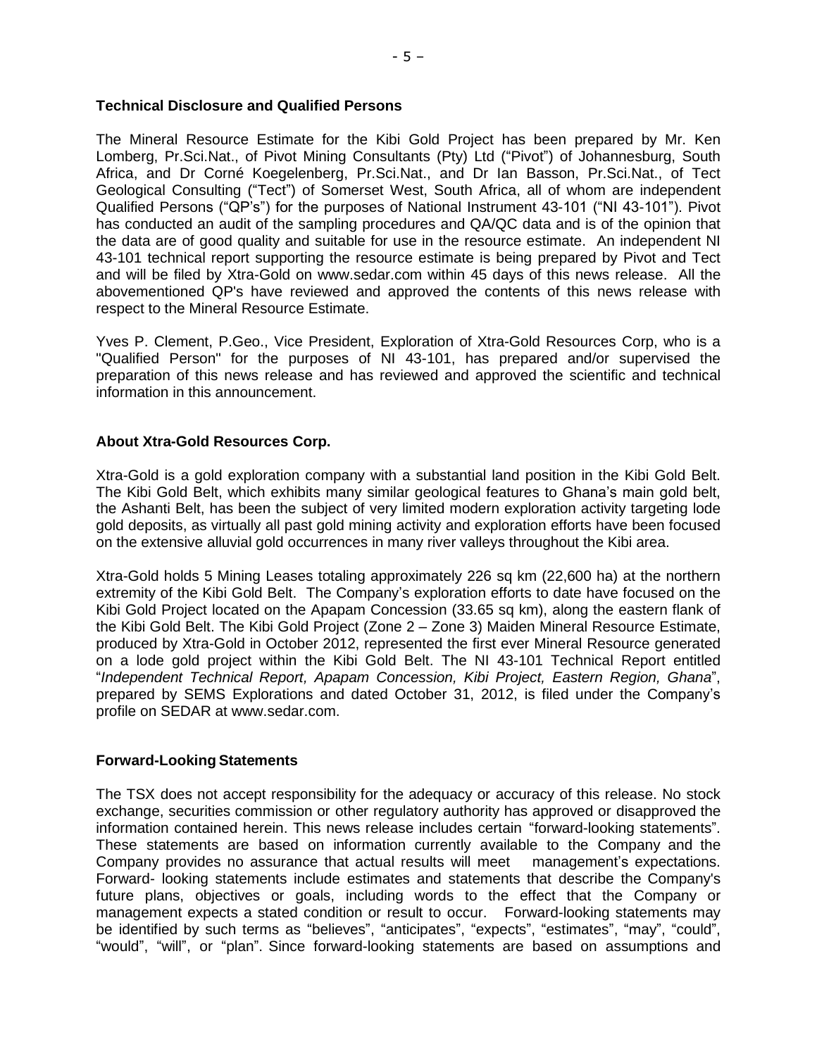**Technical Disclosure and Qualified Persons**

The Mineral Resource Estimate for the Kibi Gold Project has been prepared by Mr. Ken Lomberg, Pr.Sci.Nat., of Pivot Mining Consultants (Pty) Ltd ("Pivot") of Johannesburg, South Africa, and Dr Corné Koegelenberg, Pr.Sci.Nat., and Dr Ian Basson, Pr.Sci.Nat., of Tect Geological Consulting ("Tect") of Somerset West, South Africa, all of whom are independent Qualified Persons ("QP's") for the purposes of National Instrument 43-101 ("NI 43-101"). Pivot has conducted an audit of the sampling procedures and QA/QC data and is of the opinion that the data are of good quality and suitable for use in the resource estimate. An independent NI 43-101 technical report supporting the resource estimate is being prepared by Pivot and Tect and will be filed by Xtra-Gold on www.sedar.com within 45 days of this news release. All the abovementioned QP's have reviewed and approved the contents of this news release with respect to the Mineral Resource Estimate.

Yves P. Clement, P.Geo., Vice President, Exploration of Xtra-Gold Resources Corp, who is a "Qualified Person" for the purposes of NI 43-101, has prepared and/or supervised the preparation of this news release and has reviewed and approved the scientific and technical information in this announcement.

**About Xtra-Gold Resources Corp.**

Xtra-Gold is a gold exploration company with a substantial land position in the Kibi Gold Belt. The Kibi Gold Belt, which exhibits many similar geological features to Ghana's main gold belt, the Ashanti Belt, has been the subject of very limited modern exploration activity targeting lode gold deposits, as virtually all past gold mining activity and exploration efforts have been focused on the extensive alluvial gold occurrences in many river valleys throughout the Kibi area.

Xtra-Gold holds 5 Mining Leases totaling approximately 226 sq km (22,600 ha) at the northern extremity of the Kibi Gold Belt. The Company's exploration efforts to date have focused on the Kibi Gold Project located on the Apapam Concession (33.65 sq km), along the eastern flank of the Kibi Gold Belt. The Kibi Gold Project (Zone 2 – Zone 3) Maiden Mineral Resource Estimate, produced by Xtra-Gold in October 2012, represented the first ever Mineral Resource generated on a lode gold project within the Kibi Gold Belt. The NI 43-101 Technical Report entitled "*Independent Technical Report, Apapam Concession, Kibi Project, Eastern Region, Ghana*", prepared by SEMS Explorations and dated October 31, 2012, is filed under the Company's profile on SEDAR at www.sedar.com.

**Forward-Looking Statements**

The TSX does not accept responsibility for the adequacy or accuracy of this release. No stock exchange, securities commission or other regulatory authority has approved or disapproved the information contained herein. This news release includes certain "forward-looking statements". These statements are based on information currently available to the Company and the Company provides no assurance that actual results will meet management's expectations. Forward- looking statements include estimates and statements that describe the Company's future plans, objectives or goals, including words to the effect that the Company or management expects a stated condition or result to occur. Forward-looking statements may be identified by such terms as "believes", "anticipates", "expects", "estimates", "may", "could", "would", "will", or "plan". Since forward-looking statements are based on assumptions and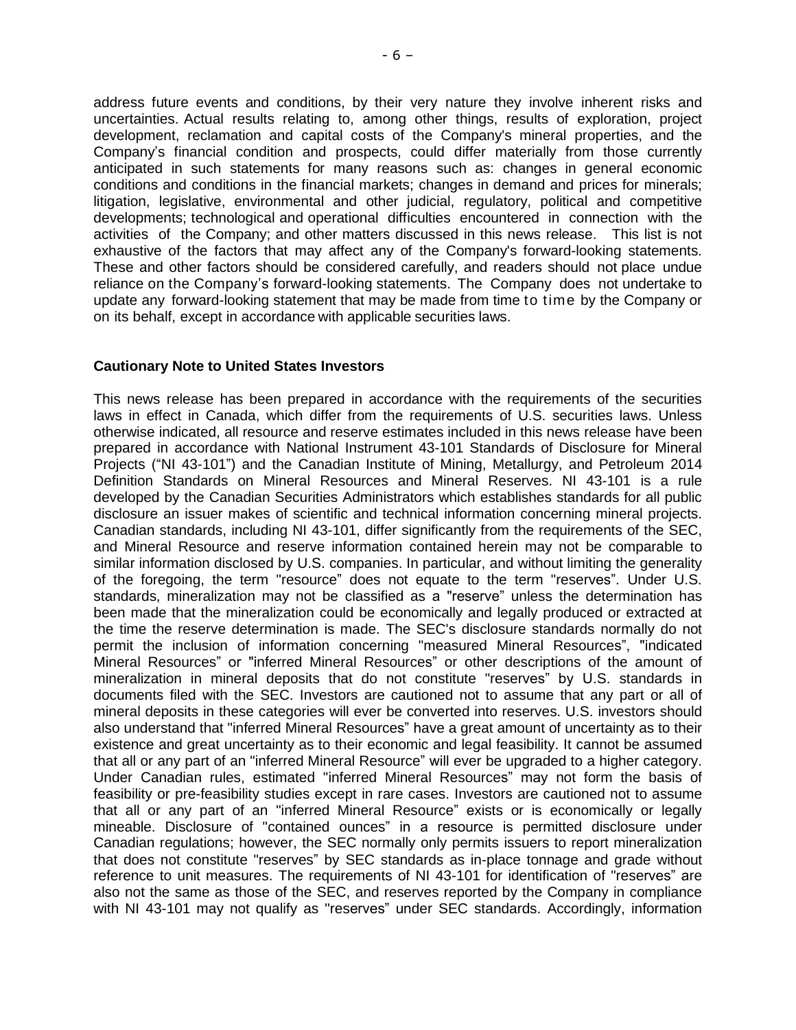address future events and conditions, by their very nature they involve inherent risks and uncertainties. Actual results relating to, among other things, results of exploration, project development, reclamation and capital costs of the Company's mineral properties, and the Company's financial condition and prospects, could differ materially from those currently anticipated in such statements for many reasons such as: changes in general economic conditions and conditions in the financial markets; changes in demand and prices for minerals; litigation, legislative, environmental and other judicial, regulatory, political and competitive developments; technological and operational difficulties encountered in connection with the activities of the Company; and other matters discussed in this news release. This list is not exhaustive of the factors that may affect any of the Company's forward-looking statements. These and other factors should be considered carefully, and readers should not place undue reliance on the Company's forward-looking statements. The Company does not undertake to update any forward-looking statement that may be made from time to time by the Company or on its behalf, except in accordance with applicable securities laws.

**Cautionary Note to United States Investors**

This news release has been prepared in accordance with the requirements of the securities laws in effect in Canada, which differ from the requirements of U.S. securities laws. Unless otherwise indicated, all resource and reserve estimates included in this news release have been prepared in accordance with National Instrument 43-101 Standards of Disclosure for Mineral Projects ("NI 43-101") and the Canadian Institute of Mining, Metallurgy, and Petroleum 2014 Definition Standards on Mineral Resources and Mineral Reserves. NI 43-101 is a rule developed by the Canadian Securities Administrators which establishes standards for all public disclosure an issuer makes of scientific and technical information concerning mineral projects. Canadian standards, including NI 43-101, differ significantly from the requirements of the SEC, and Mineral Resource and reserve information contained herein may not be comparable to similar information disclosed by U.S. companies. In particular, and without limiting the generality of the foregoing, the term "resource" does not equate to the term "reserves". Under U.S. standards, mineralization may not be classified as a "reserve" unless the determination has been made that the mineralization could be economically and legally produced or extracted at the time the reserve determination is made. The SEC's disclosure standards normally do not permit the inclusion of information concerning "measured Mineral Resources", "indicated Mineral Resources" or "inferred Mineral Resources" or other descriptions of the amount of mineralization in mineral deposits that do not constitute "reserves" by U.S. standards in documents filed with the SEC. Investors are cautioned not to assume that any part or all of mineral deposits in these categories will ever be converted into reserves. U.S. investors should also understand that "inferred Mineral Resources" have a great amount of uncertainty as to their existence and great uncertainty as to their economic and legal feasibility. It cannot be assumed that all or any part of an "inferred Mineral Resource" will ever be upgraded to a higher category. Under Canadian rules, estimated "inferred Mineral Resources" may not form the basis of feasibility or pre-feasibility studies except in rare cases. Investors are cautioned not to assume that all or any part of an "inferred Mineral Resource" exists or is economically or legally mineable. Disclosure of "contained ounces" in a resource is permitted disclosure under Canadian regulations; however, the SEC normally only permits issuers to report mineralization that does not constitute "reserves" by SEC standards as in-place tonnage and grade without reference to unit measures. The requirements of NI 43-101 for identification of "reserves" are also not the same as those of the SEC, and reserves reported by the Company in compliance with NI 43-101 may not qualify as "reserves" under SEC standards. Accordingly, information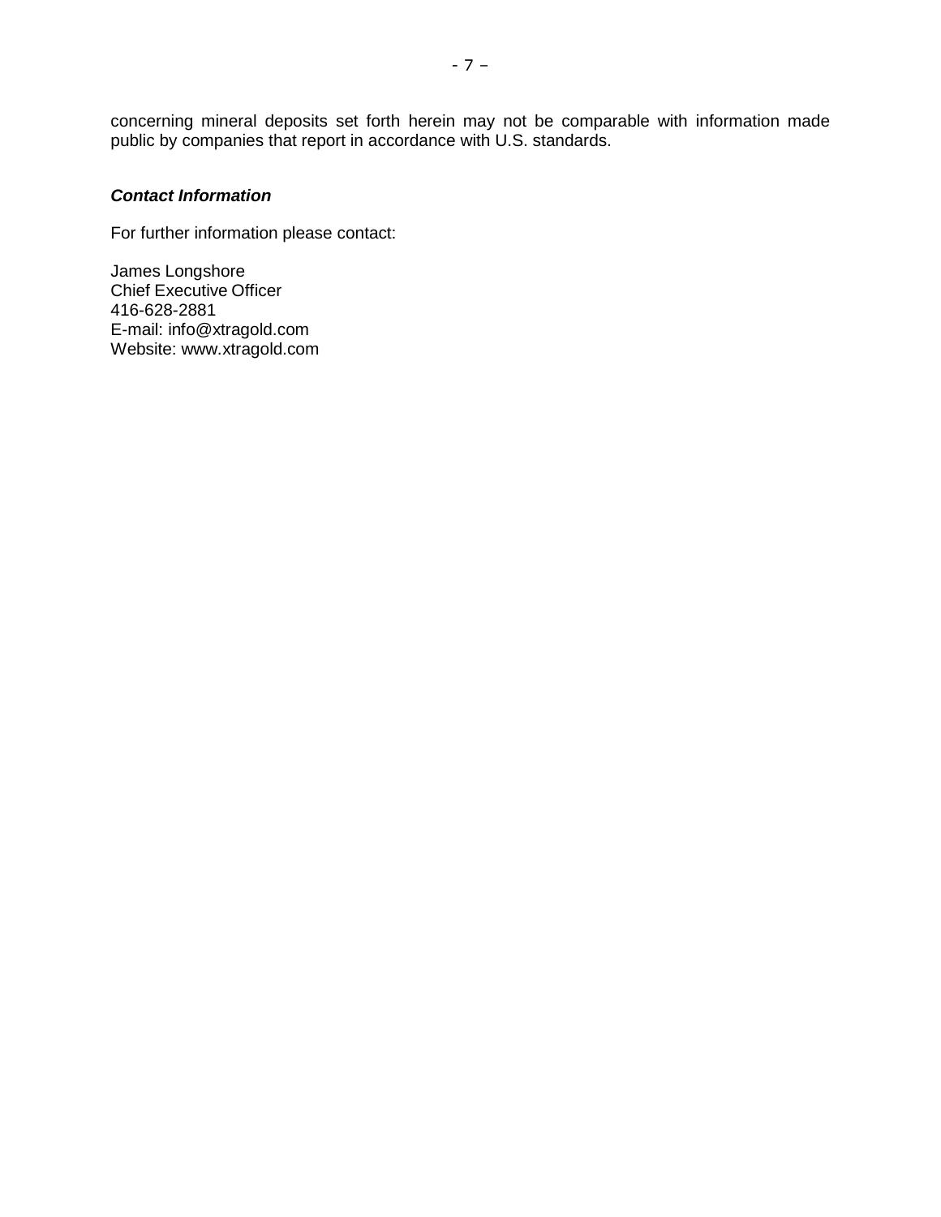concerning mineral deposits set forth herein may not be comparable with information made public by companies that report in accordance with U.S. standards.

***Contact Information***

For further information please contact:

James Longshore
Chief Executive Officer
416-628-2881
E-mail: info@xtragold.com
Website: www.xtragold.com